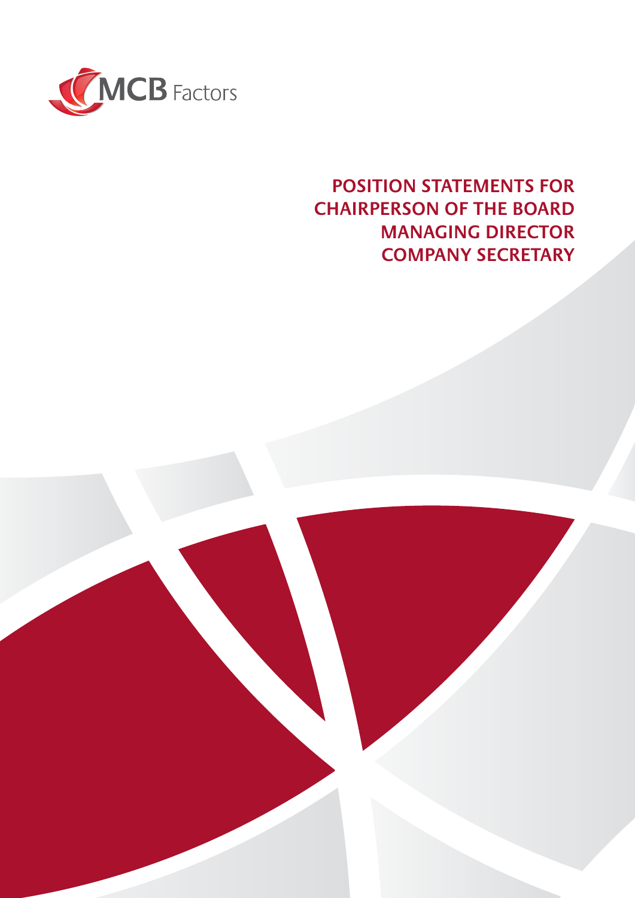MCB Factors

# POSITION STATEMENTS FOR CHAIRPERSON OF THE BOARD MANAGING DIRECTOR COMPANY SECRETARY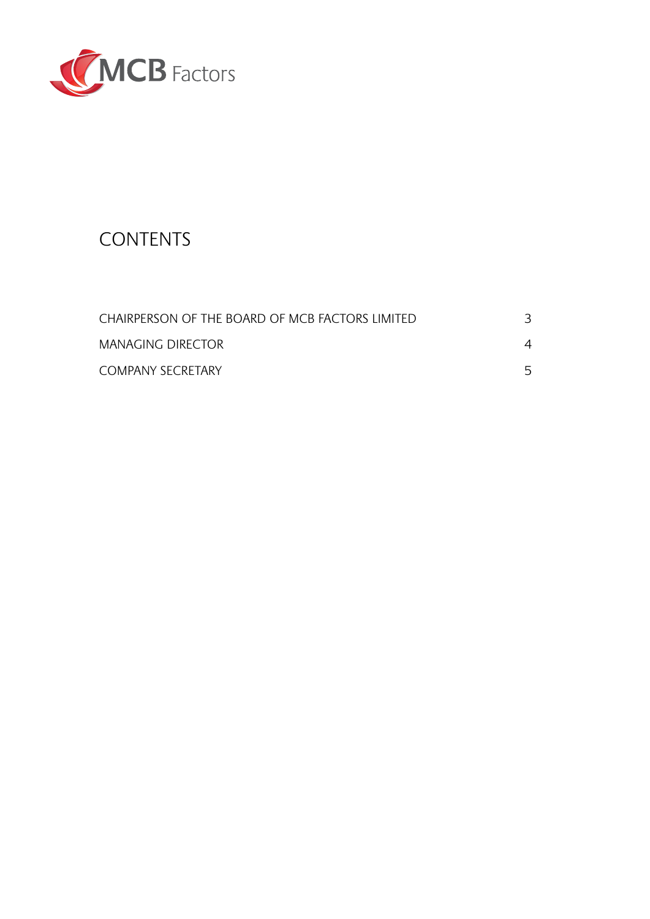# CONTENTS

| | |
|---|---|
| CHAIRPERSON OF THE BOARD OF MCB FACTORS LIMITED | 3 |
| MANAGING DIRECTOR | 4 |
| COMPANY SECRETARY | 5 |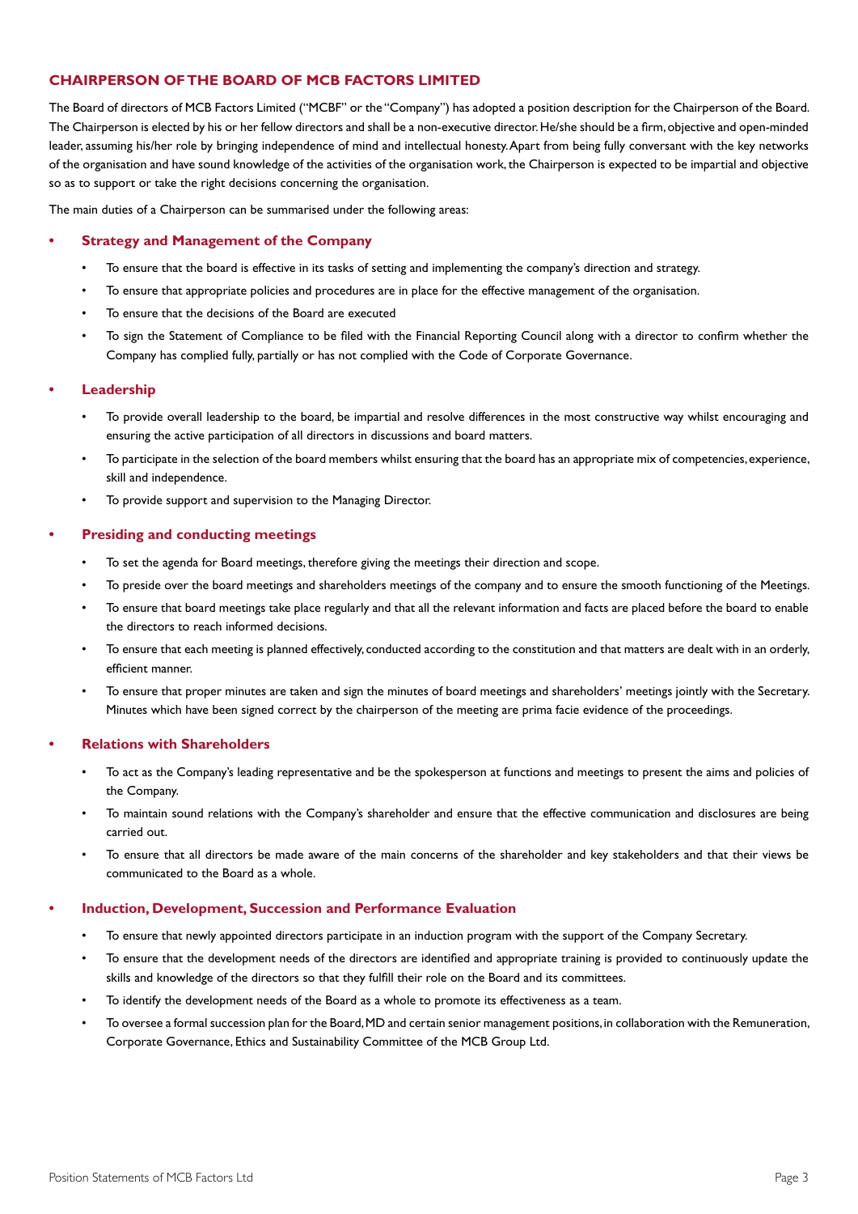## CHAIRPERSON OF THE BOARD OF MCB FACTORS LIMITED

The Board of directors of MCB Factors Limited ("MCBF" or the "Company") has adopted a position description for the Chairperson of the Board. The Chairperson is elected by his or her fellow directors and shall be a non-executive director. He/she should be a firm, objective and open-minded leader, assuming his/her role by bringing independence of mind and intellectual honesty. Apart from being fully conversant with the key networks of the organisation and have sound knowledge of the activities of the organisation work, the Chairperson is expected to be impartial and objective so as to support or take the right decisions concerning the organisation.

The main duties of a Chairperson can be summarised under the following areas:

- **Strategy and Management of the Company**
  - To ensure that the board is effective in its tasks of setting and implementing the company's direction and strategy.
  - To ensure that appropriate policies and procedures are in place for the effective management of the organisation.
  - To ensure that the decisions of the Board are executed
  - To sign the Statement of Compliance to be filed with the Financial Reporting Council along with a director to confirm whether the Company has complied fully, partially or has not complied with the Code of Corporate Governance.

- **Leadership**
  - To provide overall leadership to the board, be impartial and resolve differences in the most constructive way whilst encouraging and ensuring the active participation of all directors in discussions and board matters.
  - To participate in the selection of the board members whilst ensuring that the board has an appropriate mix of competencies, experience, skill and independence.
  - To provide support and supervision to the Managing Director.

- **Presiding and conducting meetings**
  - To set the agenda for Board meetings, therefore giving the meetings their direction and scope.
  - To preside over the board meetings and shareholders meetings of the company and to ensure the smooth functioning of the Meetings.
  - To ensure that board meetings take place regularly and that all the relevant information and facts are placed before the board to enable the directors to reach informed decisions.
  - To ensure that each meeting is planned effectively, conducted according to the constitution and that matters are dealt with in an orderly, efficient manner.
  - To ensure that proper minutes are taken and sign the minutes of board meetings and shareholders' meetings jointly with the Secretary. Minutes which have been signed correct by the chairperson of the meeting are prima facie evidence of the proceedings.

- **Relations with Shareholders**
  - To act as the Company's leading representative and be the spokesperson at functions and meetings to present the aims and policies of the Company.
  - To maintain sound relations with the Company's shareholder and ensure that the effective communication and disclosures are being carried out.
  - To ensure that all directors be made aware of the main concerns of the shareholder and key stakeholders and that their views be communicated to the Board as a whole.

- **Induction, Development, Succession and Performance Evaluation**
  - To ensure that newly appointed directors participate in an induction program with the support of the Company Secretary.
  - To ensure that the development needs of the directors are identified and appropriate training is provided to continuously update the skills and knowledge of the directors so that they fulfill their role on the Board and its committees.
  - To identify the development needs of the Board as a whole to promote its effectiveness as a team.
  - To oversee a formal succession plan for the Board, MD and certain senior management positions, in collaboration with the Remuneration, Corporate Governance, Ethics and Sustainability Committee of the MCB Group Ltd.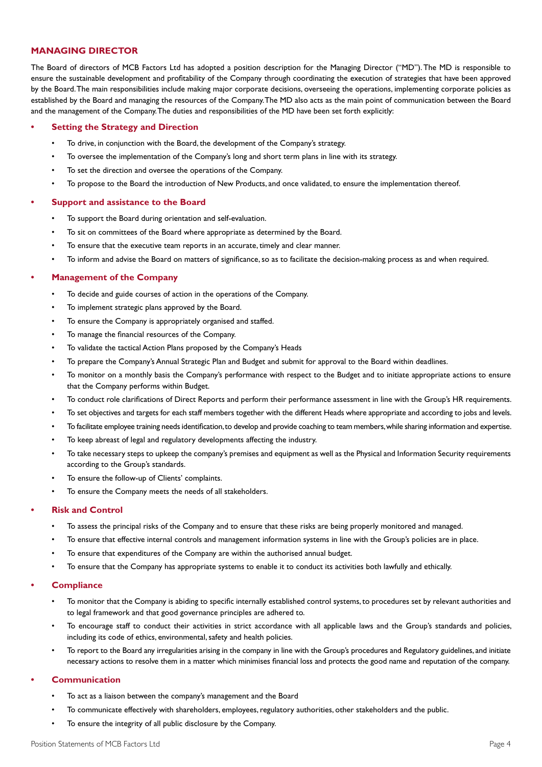## MANAGING DIRECTOR

The Board of directors of MCB Factors Ltd has adopted a position description for the Managing Director ("MD"). The MD is responsible to ensure the sustainable development and profitability of the Company through coordinating the execution of strategies that have been approved by the Board. The main responsibilities include making major corporate decisions, overseeing the operations, implementing corporate policies as established by the Board and managing the resources of the Company. The MD also acts as the main point of communication between the Board and the management of the Company. The duties and responsibilities of the MD have been set forth explicitly:

- **Setting the Strategy and Direction**
  - To drive, in conjunction with the Board, the development of the Company's strategy.
  - To oversee the implementation of the Company's long and short term plans in line with its strategy.
  - To set the direction and oversee the operations of the Company.
  - To propose to the Board the introduction of New Products, and once validated, to ensure the implementation thereof.

- **Support and assistance to the Board**
  - To support the Board during orientation and self-evaluation.
  - To sit on committees of the Board where appropriate as determined by the Board.
  - To ensure that the executive team reports in an accurate, timely and clear manner.
  - To inform and advise the Board on matters of significance, so as to facilitate the decision-making process as and when required.

- **Management of the Company**
  - To decide and guide courses of action in the operations of the Company.
  - To implement strategic plans approved by the Board.
  - To ensure the Company is appropriately organised and staffed.
  - To manage the financial resources of the Company.
  - To validate the tactical Action Plans proposed by the Company's Heads
  - To prepare the Company's Annual Strategic Plan and Budget and submit for approval to the Board within deadlines.
  - To monitor on a monthly basis the Company's performance with respect to the Budget and to initiate appropriate actions to ensure that the Company performs within Budget.
  - To conduct role clarifications of Direct Reports and perform their performance assessment in line with the Group's HR requirements.
  - To set objectives and targets for each staff members together with the different Heads where appropriate and according to jobs and levels.
  - To facilitate employee training needs identification, to develop and provide coaching to team members, while sharing information and expertise.
  - To keep abreast of legal and regulatory developments affecting the industry.
  - To take necessary steps to upkeep the company's premises and equipment as well as the Physical and Information Security requirements according to the Group's standards.
  - To ensure the follow-up of Clients' complaints.
  - To ensure the Company meets the needs of all stakeholders.

- **Risk and Control**
  - To assess the principal risks of the Company and to ensure that these risks are being properly monitored and managed.
  - To ensure that effective internal controls and management information systems in line with the Group's policies are in place.
  - To ensure that expenditures of the Company are within the authorised annual budget.
  - To ensure that the Company has appropriate systems to enable it to conduct its activities both lawfully and ethically.

- **Compliance**
  - To monitor that the Company is abiding to specific internally established control systems, to procedures set by relevant authorities and to legal framework and that good governance principles are adhered to.
  - To encourage staff to conduct their activities in strict accordance with all applicable laws and the Group's standards and policies, including its code of ethics, environmental, safety and health policies.
  - To report to the Board any irregularities arising in the company in line with the Group's procedures and Regulatory guidelines, and initiate necessary actions to resolve them in a matter which minimises financial loss and protects the good name and reputation of the company.

- **Communication**
  - To act as a liaison between the company's management and the Board
  - To communicate effectively with shareholders, employees, regulatory authorities, other stakeholders and the public.
  - To ensure the integrity of all public disclosure by the Company.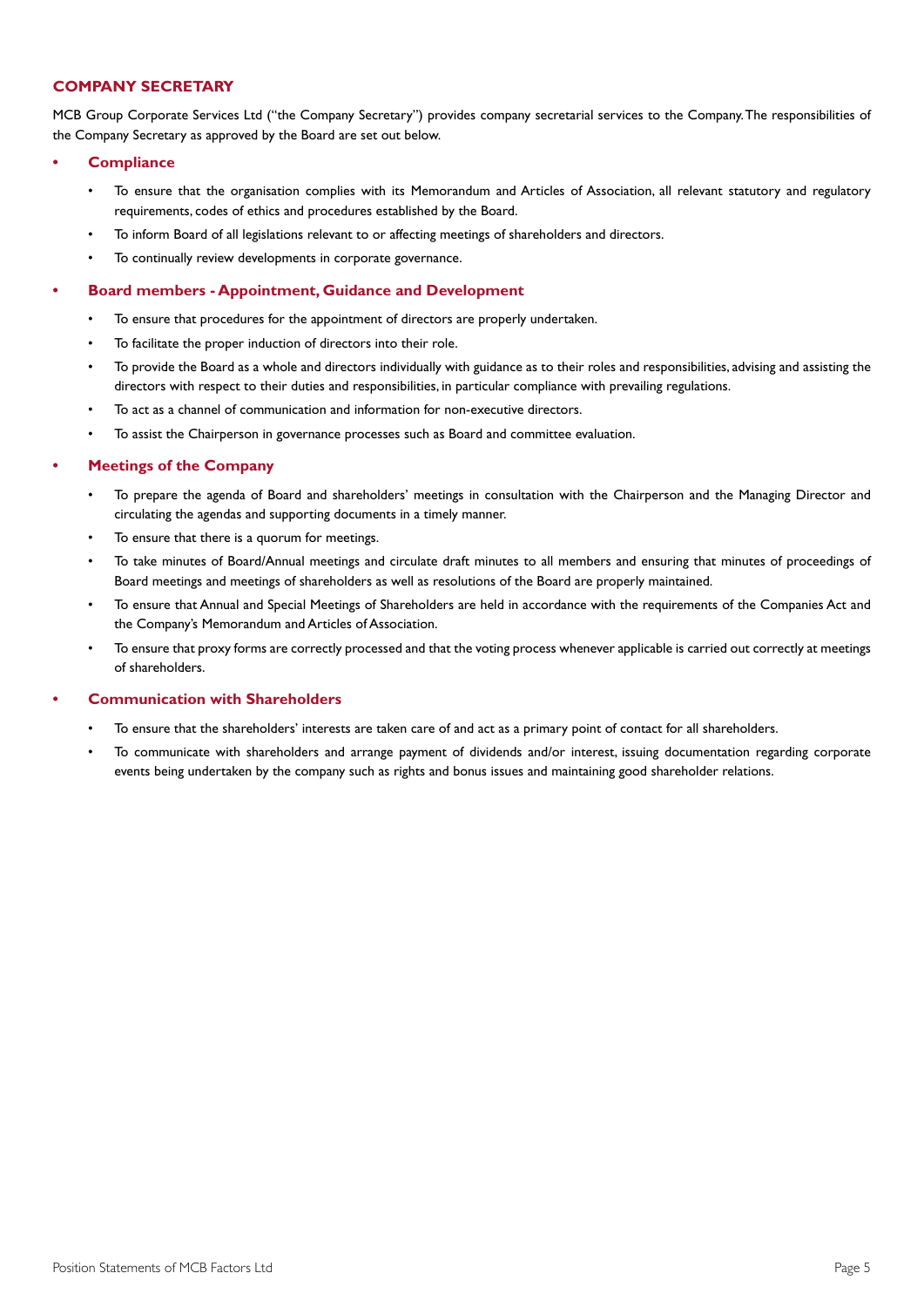## COMPANY SECRETARY

MCB Group Corporate Services Ltd ("the Company Secretary") provides company secretarial services to the Company. The responsibilities of the Company Secretary as approved by the Board are set out below.

- **Compliance**
  - To ensure that the organisation complies with its Memorandum and Articles of Association, all relevant statutory and regulatory requirements, codes of ethics and procedures established by the Board.
  - To inform Board of all legislations relevant to or affecting meetings of shareholders and directors.
  - To continually review developments in corporate governance.

- **Board members - Appointment, Guidance and Development**
  - To ensure that procedures for the appointment of directors are properly undertaken.
  - To facilitate the proper induction of directors into their role.
  - To provide the Board as a whole and directors individually with guidance as to their roles and responsibilities, advising and assisting the directors with respect to their duties and responsibilities, in particular compliance with prevailing regulations.
  - To act as a channel of communication and information for non-executive directors.
  - To assist the Chairperson in governance processes such as Board and committee evaluation.

- **Meetings of the Company**
  - To prepare the agenda of Board and shareholders' meetings in consultation with the Chairperson and the Managing Director and circulating the agendas and supporting documents in a timely manner.
  - To ensure that there is a quorum for meetings.
  - To take minutes of Board/Annual meetings and circulate draft minutes to all members and ensuring that minutes of proceedings of Board meetings and meetings of shareholders as well as resolutions of the Board are properly maintained.
  - To ensure that Annual and Special Meetings of Shareholders are held in accordance with the requirements of the Companies Act and the Company's Memorandum and Articles of Association.
  - To ensure that proxy forms are correctly processed and that the voting process whenever applicable is carried out correctly at meetings of shareholders.

- **Communication with Shareholders**
  - To ensure that the shareholders' interests are taken care of and act as a primary point of contact for all shareholders.
  - To communicate with shareholders and arrange payment of dividends and/or interest, issuing documentation regarding corporate events being undertaken by the company such as rights and bonus issues and maintaining good shareholder relations.